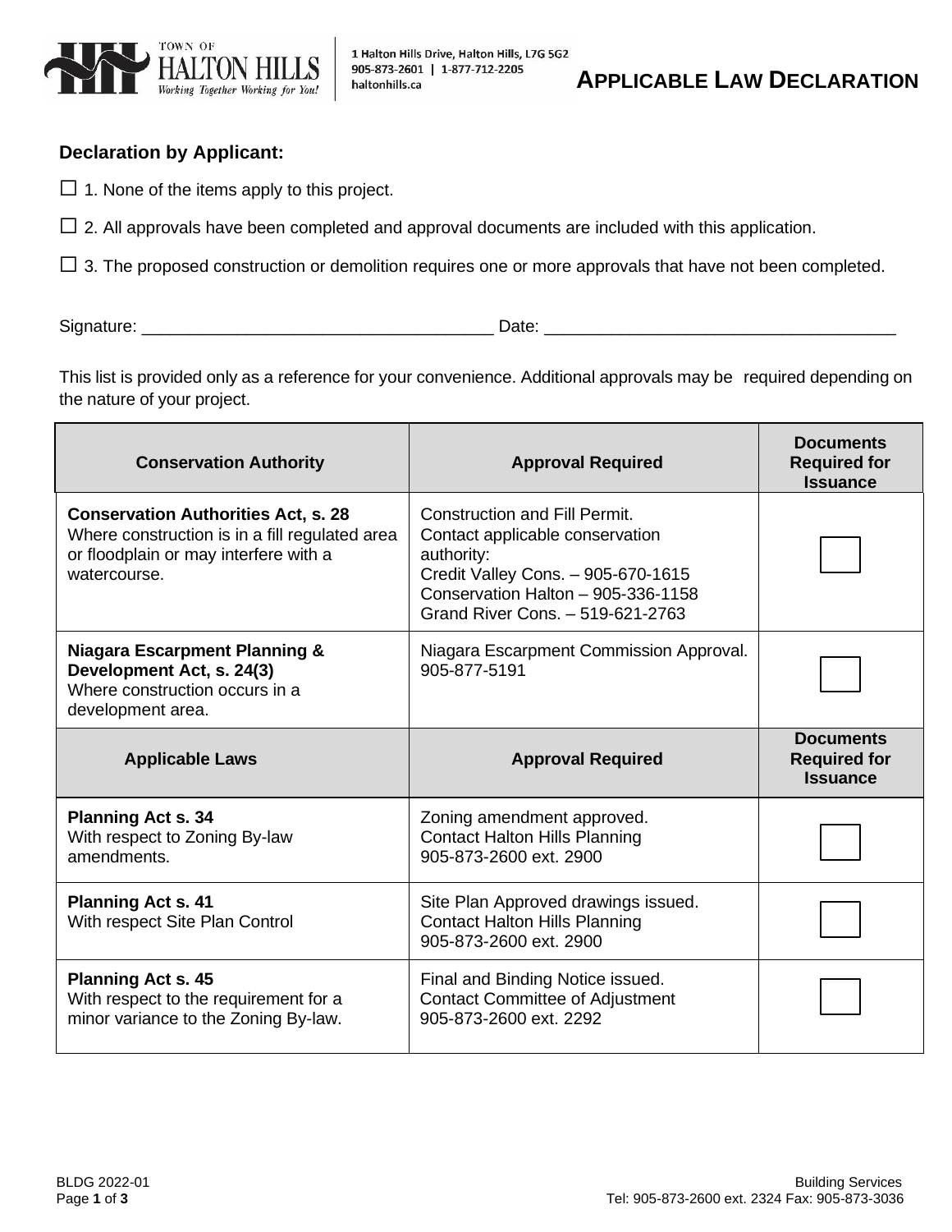TOWN OF HALTON HILLS
Working Together Working for You!

1 Halton Hills Drive, Halton Hills, L7G 5G2
905-873-2601 | 1-877-712-2205
haltonhills.ca

# APPLICABLE LAW DECLARATION

## Declaration by Applicant:

☐ 1. None of the items apply to this project.

☐ 2. All approvals have been completed and approval documents are included with this application.

☐ 3. The proposed construction or demolition requires one or more approvals that have not been completed.

Signature: _____________________________________ Date: _____________________________________

This list is provided only as a reference for your convenience. Additional approvals may be required depending on the nature of your project.

| Conservation Authority | Approval Required | Documents Required for Issuance |
|---|---|---|
| **Conservation Authorities Act, s. 28** Where construction is in a fill regulated area or floodplain or may interfere with a watercourse. | Construction and Fill Permit. Contact applicable conservation authority: Credit Valley Cons. – 905-670-1615 Conservation Halton – 905-336-1158 Grand River Cons. – 519-621-2763 | ☐ |
| **Niagara Escarpment Planning & Development Act, s. 24(3)** Where construction occurs in a development area. | Niagara Escarpment Commission Approval. 905-877-5191 | ☐ |
| **Applicable Laws** | **Approval Required** | **Documents Required for Issuance** |
| **Planning Act s. 34** With respect to Zoning By-law amendments. | Zoning amendment approved. Contact Halton Hills Planning 905-873-2600 ext. 2900 | ☐ |
| **Planning Act s. 41** With respect Site Plan Control | Site Plan Approved drawings issued. Contact Halton Hills Planning 905-873-2600 ext. 2900 | ☐ |
| **Planning Act s. 45** With respect to the requirement for a minor variance to the Zoning By-law. | Final and Binding Notice issued. Contact Committee of Adjustment 905-873-2600 ext. 2292 | ☐ |

BLDG 2022-01

Building Services
Tel: 905-873-2600 ext. 2324 Fax: 905-873-3036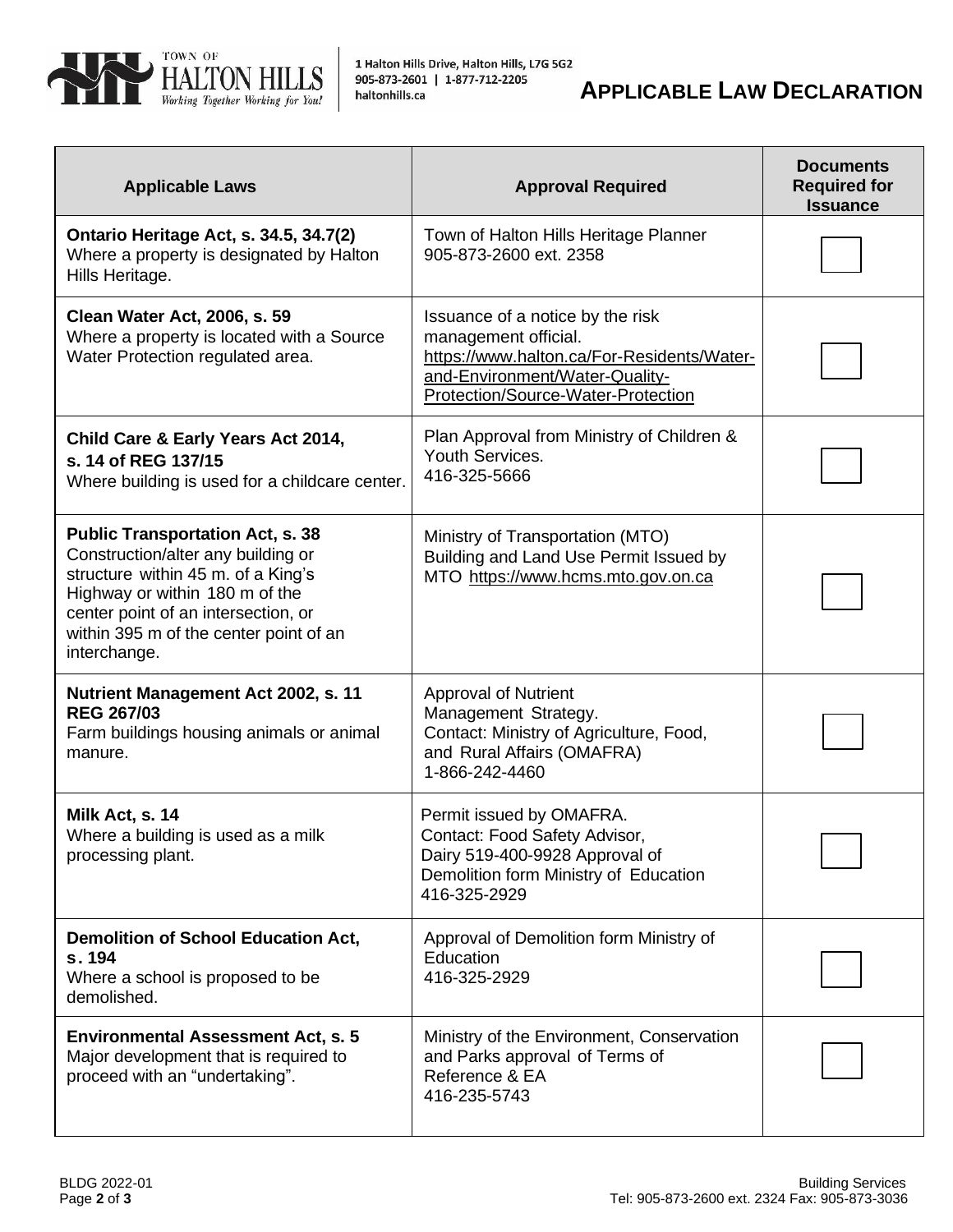TOWN OF HALTON HILLS
*Working Together Working for You!*

1 Halton Hills Drive, Halton Hills, L7G 5G2
905-873-2601 | 1-877-712-2205
haltonhills.ca

# APPLICABLE LAW DECLARATION

| Applicable Laws | Approval Required | Documents Required for Issuance |
|---|---|---|
| **Ontario Heritage Act, s. 34.5, 34.7(2)**<br>Where a property is designated by Halton Hills Heritage. | Town of Halton Hills Heritage Planner<br>905-873-2600 ext. 2358 | ☐ |
| **Clean Water Act, 2006, s. 59**<br>Where a property is located with a Source Water Protection regulated area. | Issuance of a notice by the risk management official.<br>https://www.halton.ca/For-Residents/Water-and-Environment/Water-Quality-Protection/Source-Water-Protection | ☐ |
| **Child Care & Early Years Act 2014, s. 14 of REG 137/15**<br>Where building is used for a childcare center. | Plan Approval from Ministry of Children & Youth Services.<br>416-325-5666 | ☐ |
| **Public Transportation Act, s. 38**<br>Construction/alter any building or structure within 45 m. of a King's Highway or within 180 m of the center point of an intersection, or within 395 m of the center point of an interchange. | Ministry of Transportation (MTO)<br>Building and Land Use Permit Issued by MTO https://www.hcms.mto.gov.on.ca | ☐ |
| **Nutrient Management Act 2002, s. 11 REG 267/03**<br>Farm buildings housing animals or animal manure. | Approval of Nutrient Management Strategy.<br>Contact: Ministry of Agriculture, Food, and Rural Affairs (OMAFRA)<br>1-866-242-4460 | ☐ |
| **Milk Act, s. 14**<br>Where a building is used as a milk processing plant. | Permit issued by OMAFRA.<br>Contact: Food Safety Advisor, Dairy 519-400-9928 Approval of Demolition form Ministry of Education<br>416-325-2929 | ☐ |
| **Demolition of School Education Act, s. 194**<br>Where a school is proposed to be demolished. | Approval of Demolition form Ministry of Education<br>416-325-2929 | ☐ |
| **Environmental Assessment Act, s. 5**<br>Major development that is required to proceed with an "undertaking". | Ministry of the Environment, Conservation and Parks approval of Terms of Reference & EA<br>416-235-5743 | ☐ |

BLDG 2022-01

Building Services
Tel: 905-873-2600 ext. 2324 Fax: 905-873-3036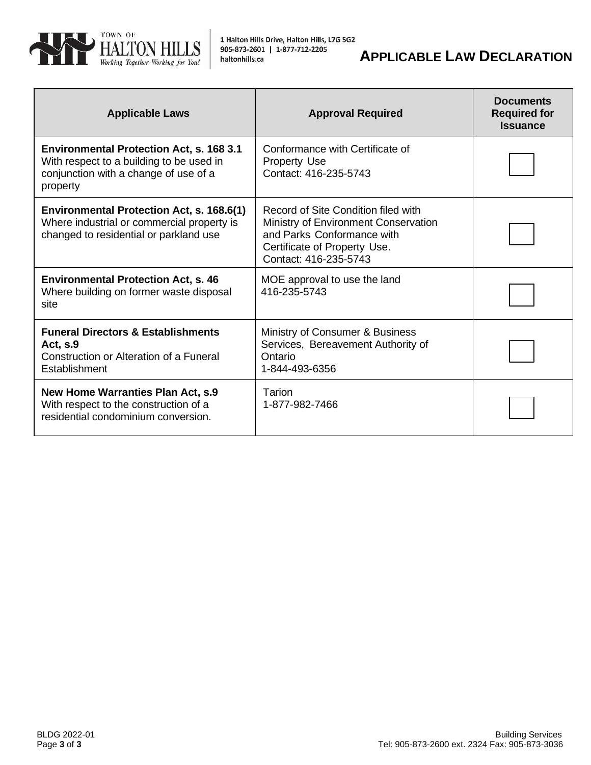# APPLICABLE LAW DECLARATION

| Applicable Laws | Approval Required | Documents Required for Issuance |
| --- | --- | --- |
| **Environmental Protection Act, s. 168 3.1** With respect to a building to be used in conjunction with a change of use of a property | Conformance with Certificate of Property Use Contact: 416-235-5743 | ☐ |
| **Environmental Protection Act, s. 168.6(1)** Where industrial or commercial property is changed to residential or parkland use | Record of Site Condition filed with Ministry of Environment Conservation and Parks Conformance with Certificate of Property Use. Contact: 416-235-5743 | ☐ |
| **Environmental Protection Act, s. 46** Where building on former waste disposal site | MOE approval to use the land 416-235-5743 | ☐ |
| **Funeral Directors & Establishments Act, s.9** Construction or Alteration of a Funeral Establishment | Ministry of Consumer & Business Services, Bereavement Authority of Ontario 1-844-493-6356 | ☐ |
| **New Home Warranties Plan Act, s.9** With respect to the construction of a residential condominium conversion. | Tarion 1-877-982-7466 | ☐ |